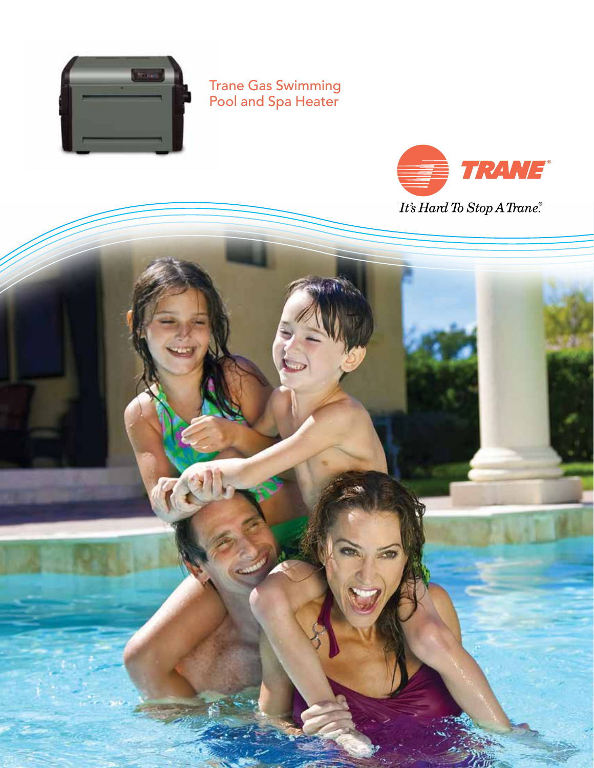# Trane Gas Swimming Pool and Spa Heater

TRANE®

*It's Hard To Stop A Trane.®*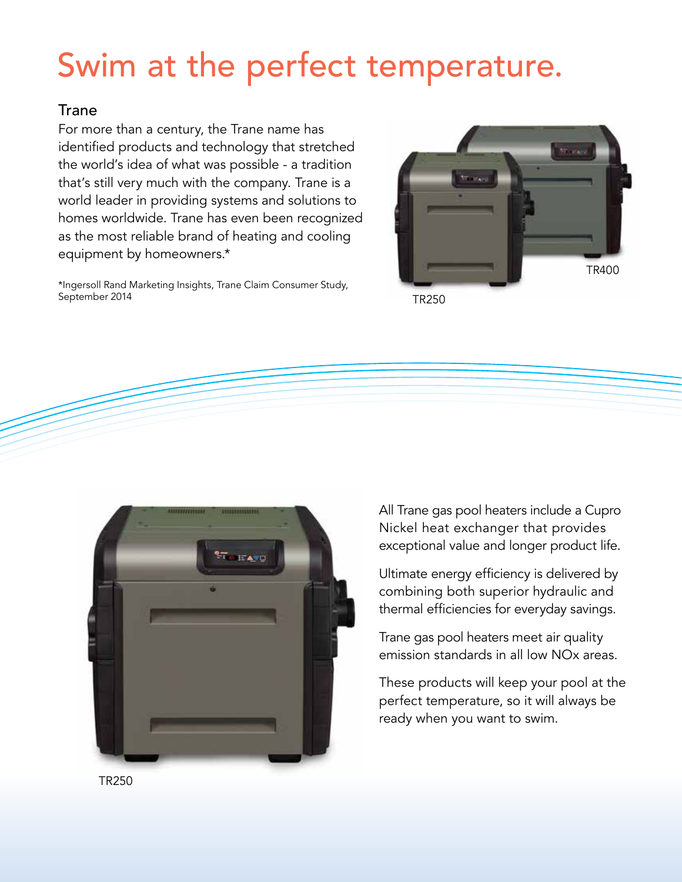# Swim at the perfect temperature.

## Trane

For more than a century, the Trane name has identified products and technology that stretched the world's idea of what was possible - a tradition that's still very much with the company. Trane is a world leader in providing systems and solutions to homes worldwide. Trane has even been recognized as the most reliable brand of heating and cooling equipment by homeowners.*

*Ingersoll Rand Marketing Insights, Trane Claim Consumer Study, September 2014

TR400

TR250

All Trane gas pool heaters include a Cupro Nickel heat exchanger that provides exceptional value and longer product life.

Ultimate energy efficiency is delivered by combining both superior hydraulic and thermal efficiencies for everyday savings.

Trane gas pool heaters meet air quality emission standards in all low NOx areas.

These products will keep your pool at the perfect temperature, so it will always be ready when you want to swim.

TR250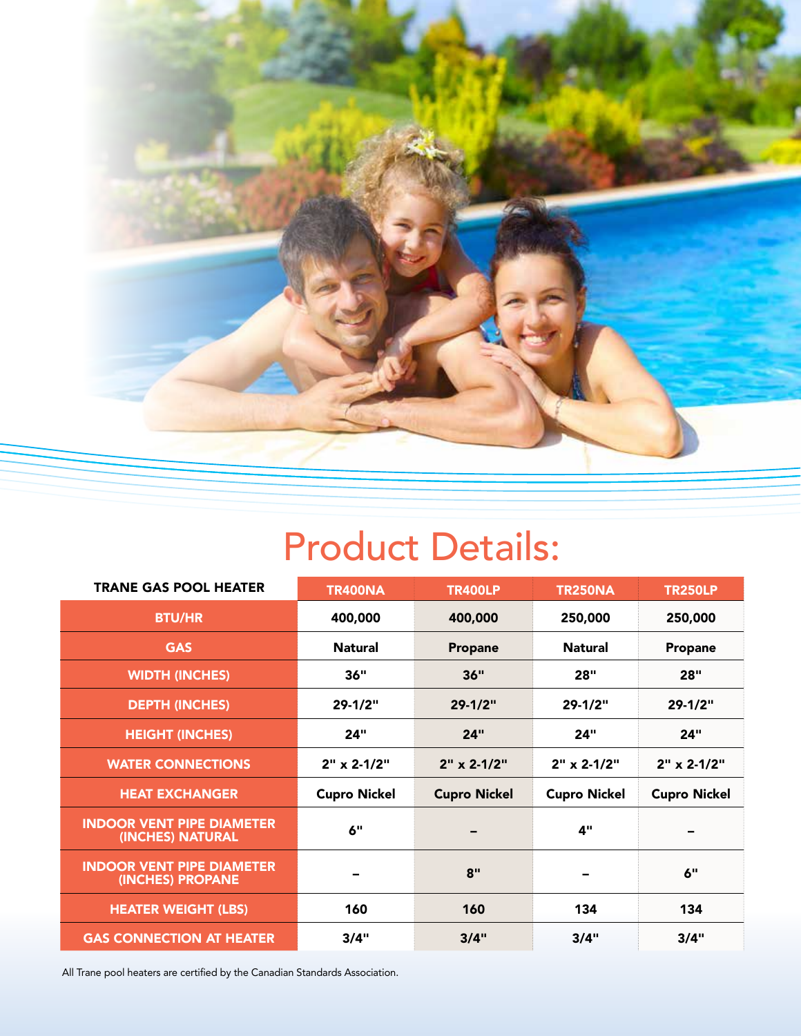# Product Details:

| TRANE GAS POOL HEATER | TR400NA | TR400LP | TR250NA | TR250LP |
|---|---|---|---|---|
| BTU/HR | 400,000 | 400,000 | 250,000 | 250,000 |
| GAS | Natural | Propane | Natural | Propane |
| WIDTH (INCHES) | 36" | 36" | 28" | 28" |
| DEPTH (INCHES) | 29-1/2" | 29-1/2" | 29-1/2" | 29-1/2" |
| HEIGHT (INCHES) | 24" | 24" | 24" | 24" |
| WATER CONNECTIONS | 2" x 2-1/2" | 2" x 2-1/2" | 2" x 2-1/2" | 2" x 2-1/2" |
| HEAT EXCHANGER | Cupro Nickel | Cupro Nickel | Cupro Nickel | Cupro Nickel |
| INDOOR VENT PIPE DIAMETER (INCHES) NATURAL | 6" | – | 4" | – |
| INDOOR VENT PIPE DIAMETER (INCHES) PROPANE | – | 8" | – | 6" |
| HEATER WEIGHT (LBS) | 160 | 160 | 134 | 134 |
| GAS CONNECTION AT HEATER | 3/4" | 3/4" | 3/4" | 3/4" |

All Trane pool heaters are certified by the Canadian Standards Association.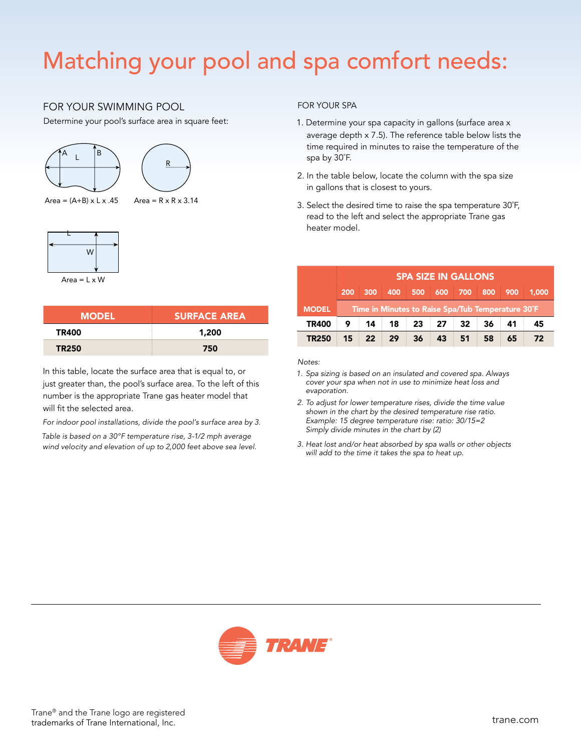# Matching your pool and spa comfort needs:

## FOR YOUR SWIMMING POOL

Determine your pool's surface area in square feet:

A L B

Area = (A+B) x L x .45

R

Area = R x R x 3.14

L W

Area = L x W

| MODEL | SURFACE AREA |
|---|---|
| TR400 | 1,200 |
| TR250 | 750 |

In this table, locate the surface area that is equal to, or just greater than, the pool's surface area. To the left of this number is the appropriate Trane gas heater model that will fit the selected area.

*For indoor pool installations, divide the pool's surface area by 3.*

*Table is based on a 30°F temperature rise, 3-1/2 mph average wind velocity and elevation of up to 2,000 feet above sea level.*

## FOR YOUR SPA

1. Determine your spa capacity in gallons (surface area x average depth x 7.5). The reference table below lists the time required in minutes to raise the temperature of the spa by 30˚F.
2. In the table below, locate the column with the spa size in gallons that is closest to yours.
3. Select the desired time to raise the spa temperature 30˚F, read to the left and select the appropriate Trane gas heater model.

| | SPA SIZE IN GALLONS | | | | | | | | |
|---|---|---|---|---|---|---|---|---|---|
| | 200 | 300 | 400 | 500 | 600 | 700 | 800 | 900 | 1,000 |
| MODEL | Time in Minutes to Raise Spa/Tub Temperature 30˚F | | | | | | | | |
| TR400 | 9 | 14 | 18 | 23 | 27 | 32 | 36 | 41 | 45 |
| TR250 | 15 | 22 | 29 | 36 | 43 | 51 | 58 | 65 | 72 |

*Notes:*

1. *Spa sizing is based on an insulated and covered spa. Always cover your spa when not in use to minimize heat loss and evaporation.*
2. *To adjust for lower temperature rises, divide the time value shown in the chart by the desired temperature rise ratio. Example: 15 degree temperature rise: ratio: 30/15=2 Simply divide minutes in the chart by (2)*
3. *Heat lost and/or heat absorbed by spa walls or other objects will add to the time it takes the spa to heat up.*

TRANE®

Trane® and the Trane logo are registered trademarks of Trane International, Inc.

trane.com